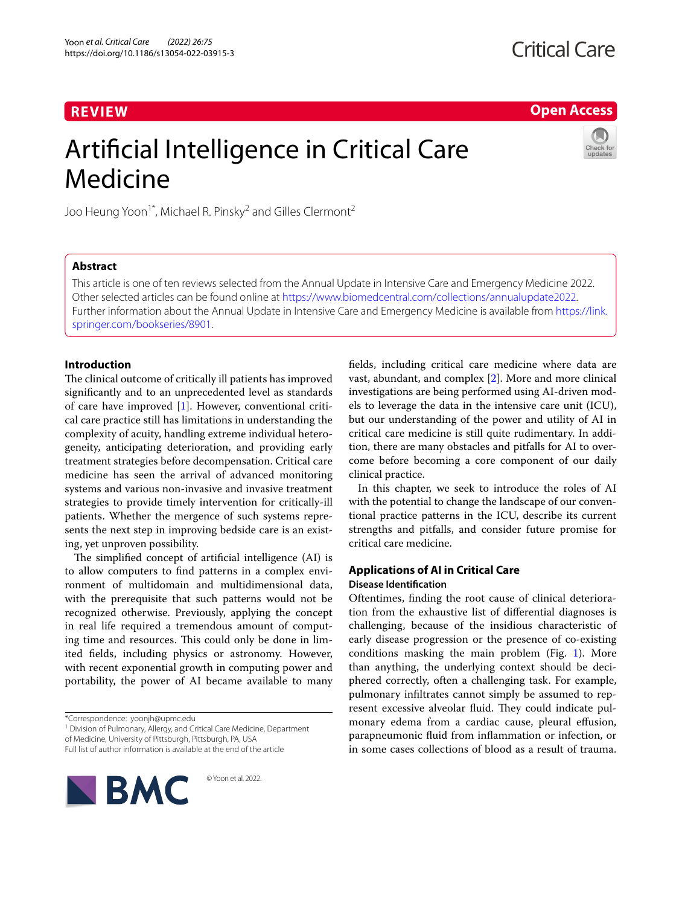REVIEW

# Artificial Intelligence in Critical Care Medicine

Joo Heung Yoon[1*], Michael R. Pinsky[2] and Gilles Clermont[2]

## Abstract

This article is one of ten reviews selected from the Annual Update in Intensive Care and Emergency Medicine 2022. Other selected articles can be found online at https://www.biomedcentral.com/collections/annualupdate2022. Further information about the Annual Update in Intensive Care and Emergency Medicine is available from https://link.springer.com/bookseries/8901.

## Introduction

The clinical outcome of critically ill patients has improved significantly and to an unprecedented level as standards of care have improved [1]. However, conventional critical care practice still has limitations in understanding the complexity of acuity, handling extreme individual heterogeneity, anticipating deterioration, and providing early treatment strategies before decompensation. Critical care medicine has seen the arrival of advanced monitoring systems and various non-invasive and invasive treatment strategies to provide timely intervention for critically-ill patients. Whether the mergence of such systems represents the next step in improving bedside care is an existing, yet unproven possibility.

The simplified concept of artificial intelligence (AI) is to allow computers to find patterns in a complex environment of multidomain and multidimensional data, with the prerequisite that such patterns would not be recognized otherwise. Previously, applying the concept in real life required a tremendous amount of computing time and resources. This could only be done in limited fields, including physics or astronomy. However, with recent exponential growth in computing power and portability, the power of AI became available to many fields, including critical care medicine where data are vast, abundant, and complex [2]. More and more clinical investigations are being performed using AI-driven models to leverage the data in the intensive care unit (ICU), but our understanding of the power and utility of AI in critical care medicine is still quite rudimentary. In addition, there are many obstacles and pitfalls for AI to overcome before becoming a core component of our daily clinical practice.

In this chapter, we seek to introduce the roles of AI with the potential to change the landscape of our conventional practice patterns in the ICU, describe its current strengths and pitfalls, and consider future promise for critical care medicine.

## Applications of AI in Critical Care

### Disease Identification

Oftentimes, finding the root cause of clinical deterioration from the exhaustive list of differential diagnoses is challenging, because of the insidious characteristic of early disease progression or the presence of co-existing conditions masking the main problem (Fig. 1). More than anything, the underlying context should be deciphered correctly, often a challenging task. For example, pulmonary infiltrates cannot simply be assumed to represent excessive alveolar fluid. They could indicate pulmonary edema from a cardiac cause, pleural effusion, parapneumonic fluid from inflammation or infection, or in some cases collections of blood as a result of trauma.

*Correspondence: yoonjh@upmc.edu
[1] Division of Pulmonary, Allergy, and Critical Care Medicine, Department of Medicine, University of Pittsburgh, Pittsburgh, PA, USA
Full list of author information is available at the end of the article

© Yoon et al. 2022.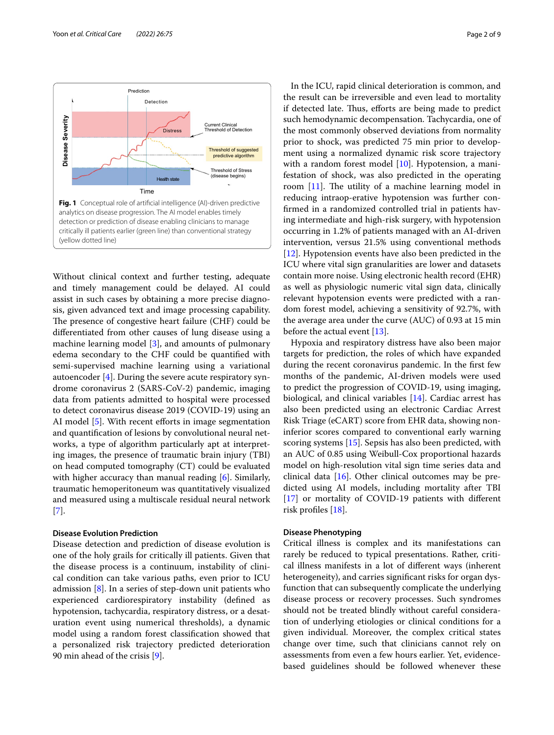**Fig. 1** Conceptual role of artificial intelligence (AI)-driven predictive analytics on disease progression. The AI model enables timely detection or prediction of disease enabling clinicians to manage critically ill patients earlier (green line) than conventional strategy (yellow dotted line)

Without clinical context and further testing, adequate and timely management could be delayed. AI could assist in such cases by obtaining a more precise diagnosis, given advanced text and image processing capability. The presence of congestive heart failure (CHF) could be differentiated from other causes of lung disease using a machine learning model [3], and amounts of pulmonary edema secondary to the CHF could be quantified with semi-supervised machine learning using a variational autoencoder [4]. During the severe acute respiratory syndrome coronavirus 2 (SARS-CoV-2) pandemic, imaging data from patients admitted to hospital were processed to detect coronavirus disease 2019 (COVID-19) using an AI model [5]. With recent efforts in image segmentation and quantification of lesions by convolutional neural networks, a type of algorithm particularly apt at interpreting images, the presence of traumatic brain injury (TBI) on head computed tomography (CT) could be evaluated with higher accuracy than manual reading [6]. Similarly, traumatic hemoperitoneum was quantitatively visualized and measured using a multiscale residual neural network [7].

### Disease Evolution Prediction

Disease detection and prediction of disease evolution is one of the holy grails for critically ill patients. Given that the disease process is a continuum, instability of clinical condition can take various paths, even prior to ICU admission [8]. In a series of step-down unit patients who experienced cardiorespiratory instability (defined as hypotension, tachycardia, respiratory distress, or a desaturation event using numerical thresholds), a dynamic model using a random forest classification showed that a personalized risk trajectory predicted deterioration 90 min ahead of the crisis [9].

In the ICU, rapid clinical deterioration is common, and the result can be irreversible and even lead to mortality if detected late. Thus, efforts are being made to predict such hemodynamic decompensation. Tachycardia, one of the most commonly observed deviations from normality prior to shock, was predicted 75 min prior to development using a normalized dynamic risk score trajectory with a random forest model [10]. Hypotension, a manifestation of shock, was also predicted in the operating room [11]. The utility of a machine learning model in reducing intraop-erative hypotension was further confirmed in a randomized controlled trial in patients having intermediate and high-risk surgery, with hypotension occurring in 1.2% of patients managed with an AI-driven intervention, versus 21.5% using conventional methods [12]. Hypotension events have also been predicted in the ICU where vital sign granularities are lower and datasets contain more noise. Using electronic health record (EHR) as well as physiologic numeric vital sign data, clinically relevant hypotension events were predicted with a random forest model, achieving a sensitivity of 92.7%, with the average area under the curve (AUC) of 0.93 at 15 min before the actual event [13].

Hypoxia and respiratory distress have also been major targets for prediction, the roles of which have expanded during the recent coronavirus pandemic. In the first few months of the pandemic, AI-driven models were used to predict the progression of COVID-19, using imaging, biological, and clinical variables [14]. Cardiac arrest has also been predicted using an electronic Cardiac Arrest Risk Triage (eCART) score from EHR data, showing non-inferior scores compared to conventional early warning scoring systems [15]. Sepsis has also been predicted, with an AUC of 0.85 using Weibull-Cox proportional hazards model on high-resolution vital sign time series data and clinical data [16]. Other clinical outcomes may be predicted using AI models, including mortality after TBI [17] or mortality of COVID-19 patients with different risk profiles [18].

### Disease Phenotyping

Critical illness is complex and its manifestations can rarely be reduced to typical presentations. Rather, critical illness manifests in a lot of different ways (inherent heterogeneity), and carries significant risks for organ dysfunction that can subsequently complicate the underlying disease process or recovery processes. Such syndromes should not be treated blindly without careful consideration of underlying etiologies or clinical conditions for a given individual. Moreover, the complex critical states change over time, such that clinicians cannot rely on assessments from even a few hours earlier. Yet, evidence-based guidelines should be followed whenever these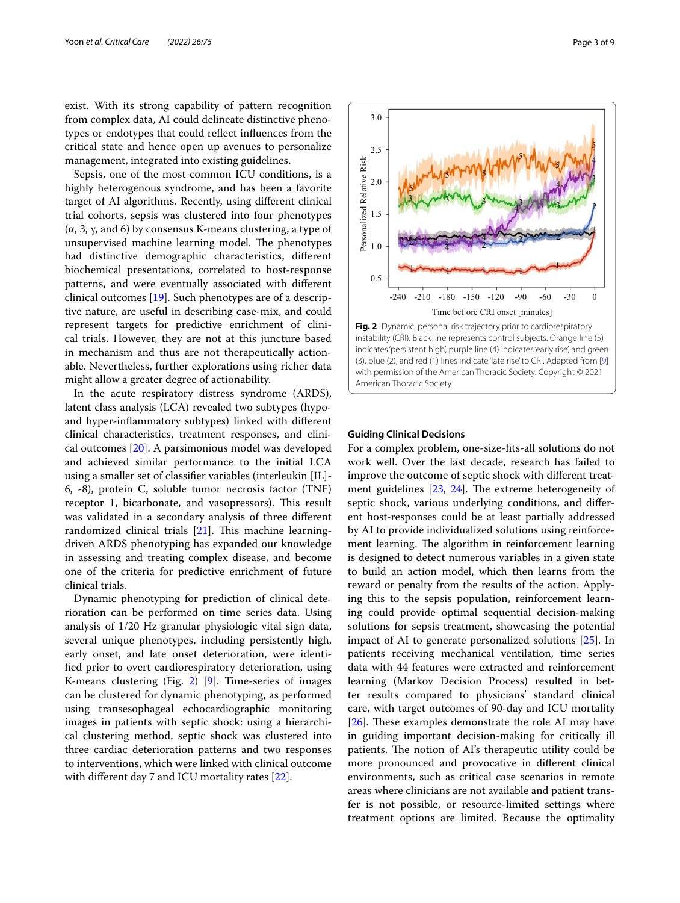exist. With its strong capability of pattern recognition from complex data, AI could delineate distinctive phenotypes or endotypes that could reflect influences from the critical state and hence open up avenues to personalize management, integrated into existing guidelines.

Sepsis, one of the most common ICU conditions, is a highly heterogeneous syndrome, and has been a favorite target of AI algorithms. Recently, using different clinical trial cohorts, sepsis was clustered into four phenotypes (α, 3, γ, and 6) by consensus K-means clustering, a type of unsupervised machine learning model. The phenotypes had distinctive demographic characteristics, different biochemical presentations, correlated to host-response patterns, and were eventually associated with different clinical outcomes [19]. Such phenotypes are of a descriptive nature, are useful in describing case-mix, and could represent some targets for predictive enrichment of clinical trials. However, they are not at this juncture based in mechanism and thus are not therapeutically actionable. Nevertheless, further explorations using richer data might allow a greater degree of actionability.

In the acute respiratory distress syndrome (ARDS), latent class analysis (LCA) revealed two subtypes (hypo- and hyper-inflammatory subtypes) linked with different clinical characteristics, treatment responses, and clinical outcomes [20]. A parsimonious model was developed and achieved similar performance to the initial LCA using a smaller set of classifier variables (interleukin [IL]-6, -8), protein C, soluble tumor necrosis factor (TNF) receptor 1, bicarbonate, and vasopressors). This result was validated in a secondary analysis of three different randomized clinical trials [21]. This machine learning-driven ARDS phenotyping has expanded our knowledge in assessing and treating complex disease, and become one of the criteria for predictive enrichment of future clinical trials.

Dynamic phenotyping for prediction of clinical deterioration can be performed on time series data. Using analysis of 1/20 Hz granular physiologic vital sign data, several unique phenotypes, including persistently high, early onset, and late onset deterioration, were identified prior to overt cardiorespiratory deterioration, using K-means clustering (Fig. 2) [9]. Time-series of images can be clustered for dynamic phenotyping, as performed using transesophageal echocardiographic monitoring images in patients with septic shock: using a hierarchical clustering method, septic shock was clustered into three cardiac deterioration patterns and two responses to interventions, which were linked with clinical outcome with different day 7 and ICU mortality rates [22].

**Fig. 2** Dynamic, personal risk trajectory prior to cardiorespiratory instability (CRI). Black line represents control subjects. Orange line (5) indicates 'persistent high', purple line (4) indicates 'early rise', and green (3), blue (2), and red (1) lines indicate 'late rise' to CRI. Adapted from [9] with permission of the American Thoracic Society. Copyright © 2021 American Thoracic Society

### Guiding Clinical Decisions

For a complex problem, one-size-fits-all solutions do not work well. Over the last decade, research has failed to improve the outcome of septic shock with different treatment guidelines [23, 24]. The extreme heterogeneity of septic shock, various underlying conditions, and different host-responses could be at least partially addressed by AI to provide individualized solutions using reinforcement learning. The algorithm in reinforcement learning is designed to detect numerous variables in a given state to build an action model, which then learns from the reward or penalty from the results of the action. Applying this to the sepsis population, reinforcement learning could provide optimal sequential decision-making solutions for sepsis treatment, showcasing the potential impact of AI to generate personalized solutions [25]. In patients receiving mechanical ventilation, time series data with 44 features were extracted and reinforcement learning (Markov Decision Process) resulted in better results compared to physicians' standard clinical care, with target outcomes of 90-day and ICU mortality [26]. These examples demonstrate the role AI may have in guiding important decision-making for critically ill patients. The notion of AI's therapeutic utility could be more pronounced and provocative in different clinical environments, such as critical case scenarios in remote areas where clinicians are not available and patient transfer is not possible, or resource-limited settings where treatment options are limited. Because the optimality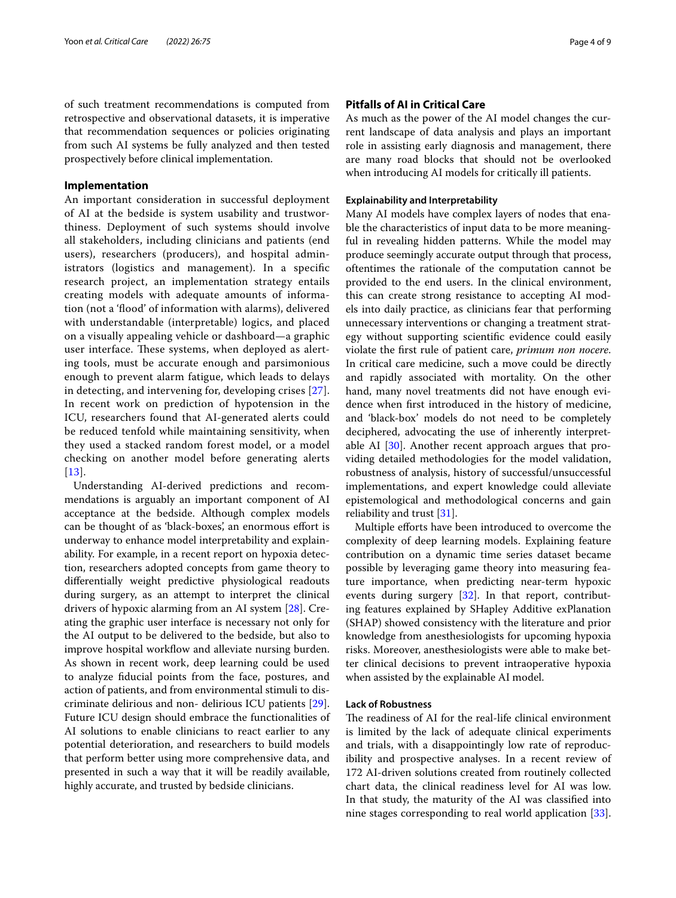of such treatment recommendations is computed from retrospective and observational datasets, it is imperative that recommendation sequences or policies originating from such AI systems be fully analyzed and then tested prospectively before clinical implementation.

## Implementation

An important consideration in successful deployment of AI at the bedside is system usability and trustworthiness. Deployment of such systems should involve all stakeholders, including clinicians and patients (end users), researchers (producers), and hospital administrators (logistics and management). In a specific research project, an implementation strategy entails creating models with adequate amounts of information (not a 'flood' of information with alarms), delivered with understandable (interpretable) logics, and placed on a visually appealing vehicle or dashboard—a graphic user interface. These systems, when deployed as alerting tools, must be accurate enough and parsimonious enough to prevent alarm fatigue, which leads to delays in detecting, and intervening for, developing crises [27]. In recent work on prediction of hypotension in the ICU, researchers found that AI-generated alerts could be reduced tenfold while maintaining sensitivity, when they used a stacked random forest model, or a model checking on another model before generating alerts [13].

Understanding AI-derived predictions and recommendations is arguably an important component of AI acceptance at the bedside. Although complex models can be thought of as 'black-boxes', an enormous effort is underway to enhance model interpretability and explainability. For example, in a recent report on hypoxia detection, researchers adopted concepts from game theory to differentially weight predictive physiological readouts during surgery, as an attempt to interpret the clinical drivers of hypoxic alarming from an AI system [28]. Creating the graphic user interface is necessary not only for the AI output to be delivered to the bedside, but also to improve hospital workflow and alleviate nursing burden. As shown in recent work, deep learning could be used to analyze fiducial points from the face, postures, and action of patients, and from environmental stimuli to discriminate delirious and non- delirious ICU patients [29]. Future ICU design should embrace the functionalities of AI solutions to enable clinicians to react earlier to any potential deterioration, and researchers to build models that perform better using more comprehensive data, and presented in such a way that it will be readily available, highly accurate, and trusted by bedside clinicians.

## Pitfalls of AI in Critical Care

As much as the power of the AI model changes the current landscape of data analysis and plays an important role in assisting early diagnosis and management, there are many road blocks that should not be overlooked when introducing AI models for critically ill patients.

### Explainability and Interpretability

Many AI models have complex layers of nodes that enable the characteristics of input data to be more meaningful in revealing hidden patterns. While the model may produce seemingly accurate output through that process, oftentimes the rationale of the computation cannot be provided to the end users. In the clinical environment, this can create strong resistance to accepting AI models into daily practice, as clinicians fear that performing unnecessary interventions or changing a treatment strategy without supporting scientific evidence could easily violate the first rule of patient care, *primum non nocere*. In critical care medicine, such a move could be directly and rapidly associated with mortality. On the other hand, many novel treatments did not have enough evidence when first introduced in the history of medicine, and 'black-box' models do not need to be completely deciphered, advocating the use of inherently interpretable AI [30]. Another recent approach argues that providing detailed methodologies for the model validation, robustness of analysis, history of successful/unsuccessful implementations, and expert knowledge could alleviate epistemological and methodological concerns and gain reliability and trust [31].

Multiple efforts have been introduced to overcome the complexity of deep learning models. Explaining feature contribution on a dynamic time series dataset became possible by leveraging game theory into measuring feature importance, when predicting near-term hypoxic events during surgery [32]. In that report, contributing features explained by SHapley Additive exPlanation (SHAP) showed consistency with the literature and prior knowledge from anesthesiologists for upcoming hypoxia risks. Moreover, anesthesiologists were able to make better clinical decisions to prevent intraoperative hypoxia when assisted by the explainable AI model.

### Lack of Robustness

The readiness of AI for the real-life clinical environment is limited by the lack of adequate clinical experiments and trials, with a disappointingly low rate of reproducibility and prospective analyses. In a recent review of 172 AI-driven solutions created from routinely collected chart data, the clinical readiness level for AI was low. In that study, the maturity of the AI was classified into nine stages corresponding to real world application [33].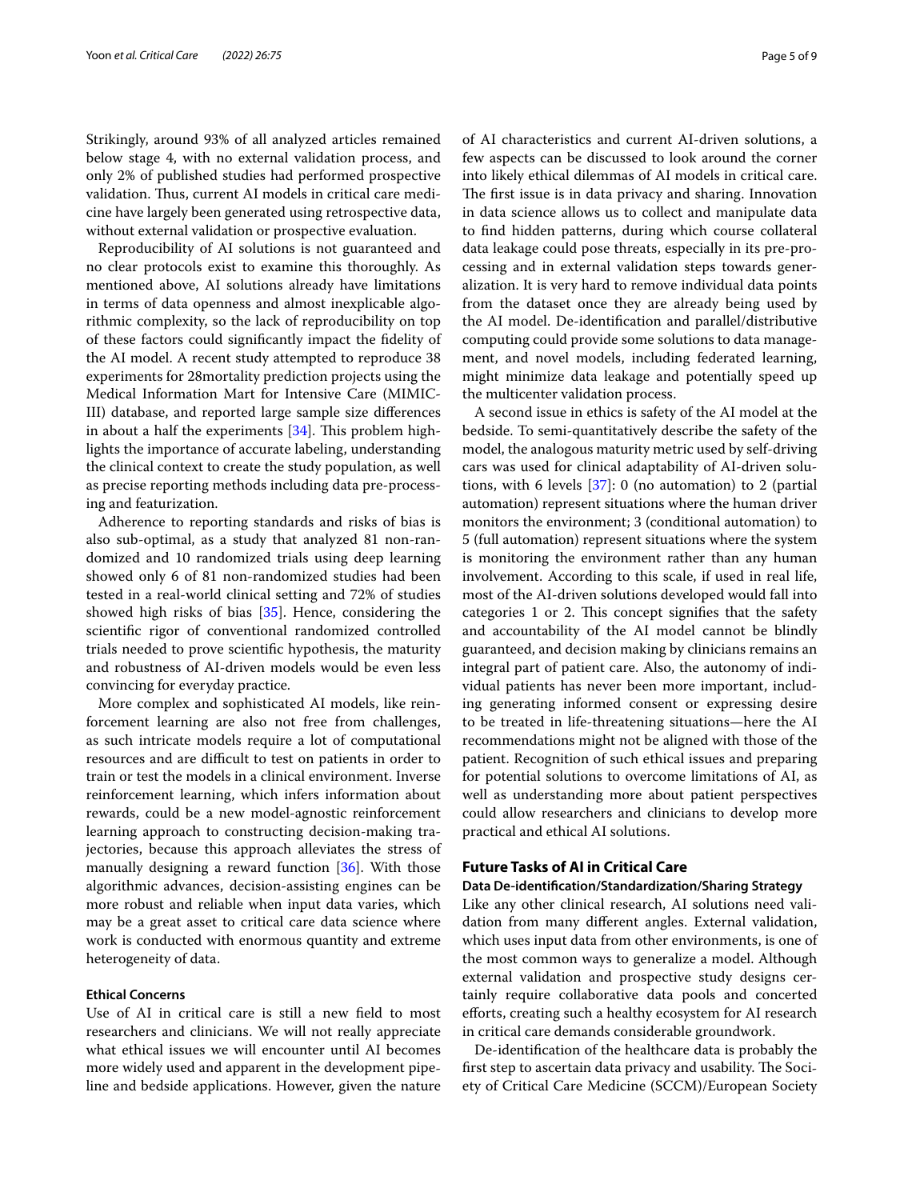Strikingly, around 93% of all analyzed articles remained below stage 4, with no external validation process, and only 2% of published studies had performed prospective validation. Thus, current AI models in critical care medicine have largely been generated using retrospective data, without external validation or prospective evaluation.

Reproducibility of AI solutions is not guaranteed and no clear protocols exist to examine this thoroughly. As mentioned above, AI solutions already have limitations in terms of data openness and almost inexplicable algorithmic complexity, so the lack of reproducibility on top of these factors could significantly impact the fidelity of the AI model. A recent study attempted to reproduce 38 experiments for 28mortality prediction projects using the Medical Information Mart for Intensive Care (MIMIC-III) database, and reported large sample size differences in about a half the experiments [34]. This problem highlights the importance of accurate labeling, understanding the clinical context to create the study population, as well as precise reporting methods including data pre-processing and featurization.

Adherence to reporting standards and risks of bias is also sub-optimal, as a study that analyzed 81 non-randomized and 10 randomized trials using deep learning showed only 6 of 81 non-randomized studies had been tested in a real-world clinical setting and 72% of studies showed high risks of bias [35]. Hence, considering the scientific rigor of conventional randomized controlled trials needed to prove scientific hypothesis, the maturity and robustness of AI-driven models would be even less convincing for everyday practice.

More complex and sophisticated AI models, like reinforcement learning are also not free from challenges, as such intricate models require a lot of computational resources and are difficult to test on patients in order to train or test the models in a clinical environment. Inverse reinforcement learning, which infers information about rewards, could be a new model-agnostic reinforcement learning approach to constructing decision-making trajectories, because this approach alleviates the stress of manually designing a reward function [36]. With those algorithmic advances, decision-assisting engines can be more robust and reliable when input data varies, which may be a great asset to critical care data science where work is conducted with enormous quantity and extreme heterogeneity of data.

### Ethical Concerns

Use of AI in critical care is still a new field to most researchers and clinicians. We will not really appreciate what ethical issues we will encounter until AI becomes more widely used and apparent in the development pipeline and bedside applications. However, given the nature of AI characteristics and current AI-driven solutions, a few aspects can be discussed to look around the corner into likely ethical dilemmas of AI models in critical care. The first issue is in data privacy and sharing. Innovation in data science allows us to collect and manipulate data to find hidden patterns, during which course collateral data leakage could pose threats, especially in its pre-processing and in external validation steps towards generalization. It is very hard to remove individual data points from the dataset once they are already being used by the AI model. De-identification and parallel/distributive computing could provide some solutions to data management, and novel models, including federated learning, might minimize data leakage and potentially speed up the multicenter validation process.

A second issue in ethics is safety of the AI model at the bedside. To semi-quantitatively describe the safety of the model, the analogous maturity metric used by self-driving cars was used for clinical adaptability of AI-driven solutions, with 6 levels [37]: 0 (no automation) to 2 (partial automation) represent situations where the human driver monitors the environment; 3 (conditional automation) to 5 (full automation) represent situations where the system is monitoring the environment rather than any human involvement. According to this scale, if used in real life, most of the AI-driven solutions developed would fall into categories 1 or 2. This concept signifies that the safety and accountability of the AI model cannot be blindly guaranteed, and decision making by clinicians remains an integral part of patient care. Also, the autonomy of individual patients has never been more important, including generating informed consent or expressing desire to be treated in life-threatening situations—here the AI recommendations might not be aligned with those of the patient. Recognition of such ethical issues and preparing for potential solutions to overcome limitations of AI, as well as understanding more about patient perspectives could allow researchers and clinicians to develop more practical and ethical AI solutions.

## Future Tasks of AI in Critical Care

### Data De-identification/Standardization/Sharing Strategy

Like any other clinical research, AI solutions need validation from many different angles. External validation, which uses input data from other environments, is one of the most common ways to generalize a model. Although external validation and prospective study designs certainly require collaborative data pools and concerted efforts, creating such a healthy ecosystem for AI research in critical care demands considerable groundwork.

De-identification of the healthcare data is probably the first step to ascertain data privacy and usability. The Society of Critical Care Medicine (SCCM)/European Society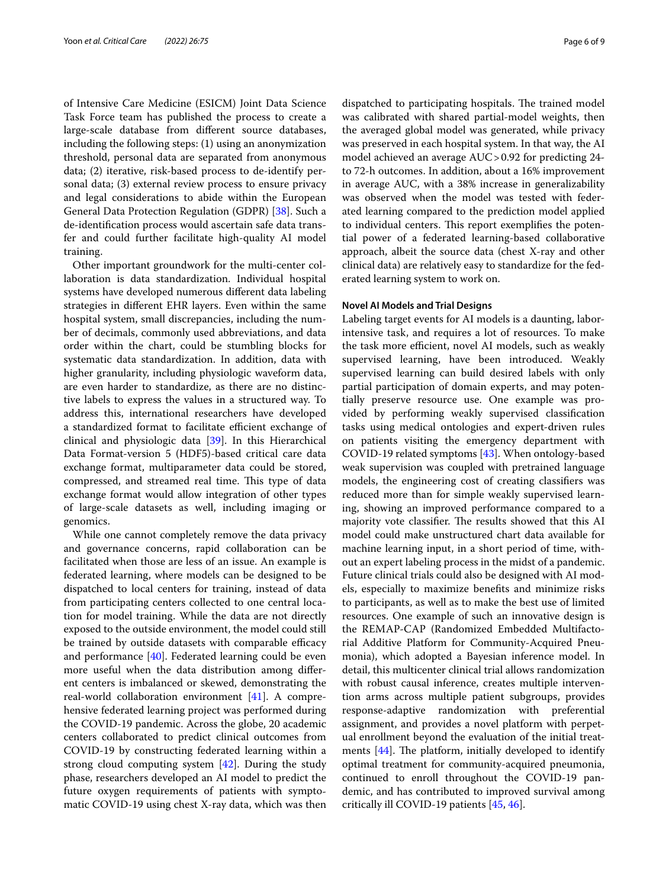of Intensive Care Medicine (ESICM) Joint Data Science Task Force team has published the process to create a large-scale database from different source databases, including the following steps: (1) using an anonymization threshold, personal data are separated from anonymous data; (2) iterative, risk-based process to de-identify personal data; (3) external review process to ensure privacy and legal considerations to abide within the European General Data Protection Regulation (GDPR) [38]. Such a de-identification process would ascertain safe data transfer and could further facilitate high-quality AI model training.

Other important groundwork for the multi-center collaboration is data standardization. Individual hospital systems have developed numerous different data labeling strategies in different EHR layers. Even within the same hospital system, small discrepancies, including the number of decimals, commonly used abbreviations, and data order within the chart, could be stumbling blocks for systematic data standardization. In addition, data with higher granularity, including physiologic waveform data, are even harder to standardize, as there are no distinctive labels to express the values in a structured way. To address this, international researchers have developed a standardized format to facilitate efficient exchange of clinical and physiologic data [39]. In this Hierarchical Data Format-version 5 (HDF5)-based critical care data exchange format, multiparameter data could be stored, compressed, and streamed real time. This type of data exchange format would allow integration of other types of large-scale datasets as well, including imaging or genomics.

While one cannot completely remove the data privacy and governance concerns, rapid collaboration can be facilitated when those are less of an issue. An example is federated learning, where models can be designed to be dispatched to local centers for training, instead of data from participating centers collected to one central location for model training. While the data are not directly exposed to the outside environment, the model could still be trained by outside datasets with comparable efficacy and performance [40]. Federated learning could be even more useful when the data distribution among different centers is imbalanced or skewed, demonstrating the real-world collaboration environment [41]. A comprehensive federated learning project was performed during the COVID-19 pandemic. Across the globe, 20 academic centers collaborated to predict clinical outcomes from COVID-19 by constructing federated learning within a strong cloud computing system [42]. During the study phase, researchers developed an AI model to predict the future oxygen requirements of patients with symptomatic COVID-19 using chest X-ray data, which was then dispatched to participating hospitals. The trained model was calibrated with shared partial-model weights, then the averaged global model was generated, while privacy was preserved in each hospital system. In that way, the AI model achieved an average AUC > 0.92 for predicting 24- to 72-h outcomes. In addition, about a 16% improvement in average AUC, with a 38% increase in generalizability was observed when the model was tested with federated learning compared to the prediction model applied to individual centers. This report exemplifies the potential power of a federated learning-based collaborative approach, albeit the source data (chest X-ray and other clinical data) are relatively easy to standardize for the federated learning system to work on.

#### Novel AI Models and Trial Designs

Labeling target events for AI models is a daunting, labor-intensive task, and requires a lot of resources. To make the task more efficient, novel AI models, such as weakly supervised learning, have been introduced. Weakly supervised learning can build desired labels with only partial participation of domain experts, and may potentially preserve resource use. One example was provided by performing weakly supervised classification tasks using medical ontologies and expert-driven rules on patients visiting the emergency department with COVID-19 related symptoms [43]. When ontology-based weak supervision was coupled with pretrained language models, the engineering cost of creating classifiers was reduced more than for simple weakly supervised learning, showing an improved performance compared to a majority vote classifier. The results showed that this AI model could make unstructured chart data available for machine learning input, in a short period of time, without an expert labeling process in the midst of a pandemic. Future clinical trials could also be designed with AI models, especially to maximize benefits and minimize risks to participants, as well as to make the best use of limited resources. One example of such an innovative design is the REMAP-CAP (Randomized Embedded Multifactorial Additive Platform for Community-Acquired Pneumonia), which adopted a Bayesian inference model. In detail, this multicenter clinical trial allows randomization with robust causal inference, creates multiple intervention arms across multiple patient subgroups, provides response-adaptive randomization with preferential assignment, and provides a novel platform with perpetual enrollment beyond the evaluation of the initial treatments [44]. The platform, initially developed to identify optimal treatment for community-acquired pneumonia, continued to enroll throughout the COVID-19 pandemic, and has contributed to improved survival among critically ill COVID-19 patients [45, 46].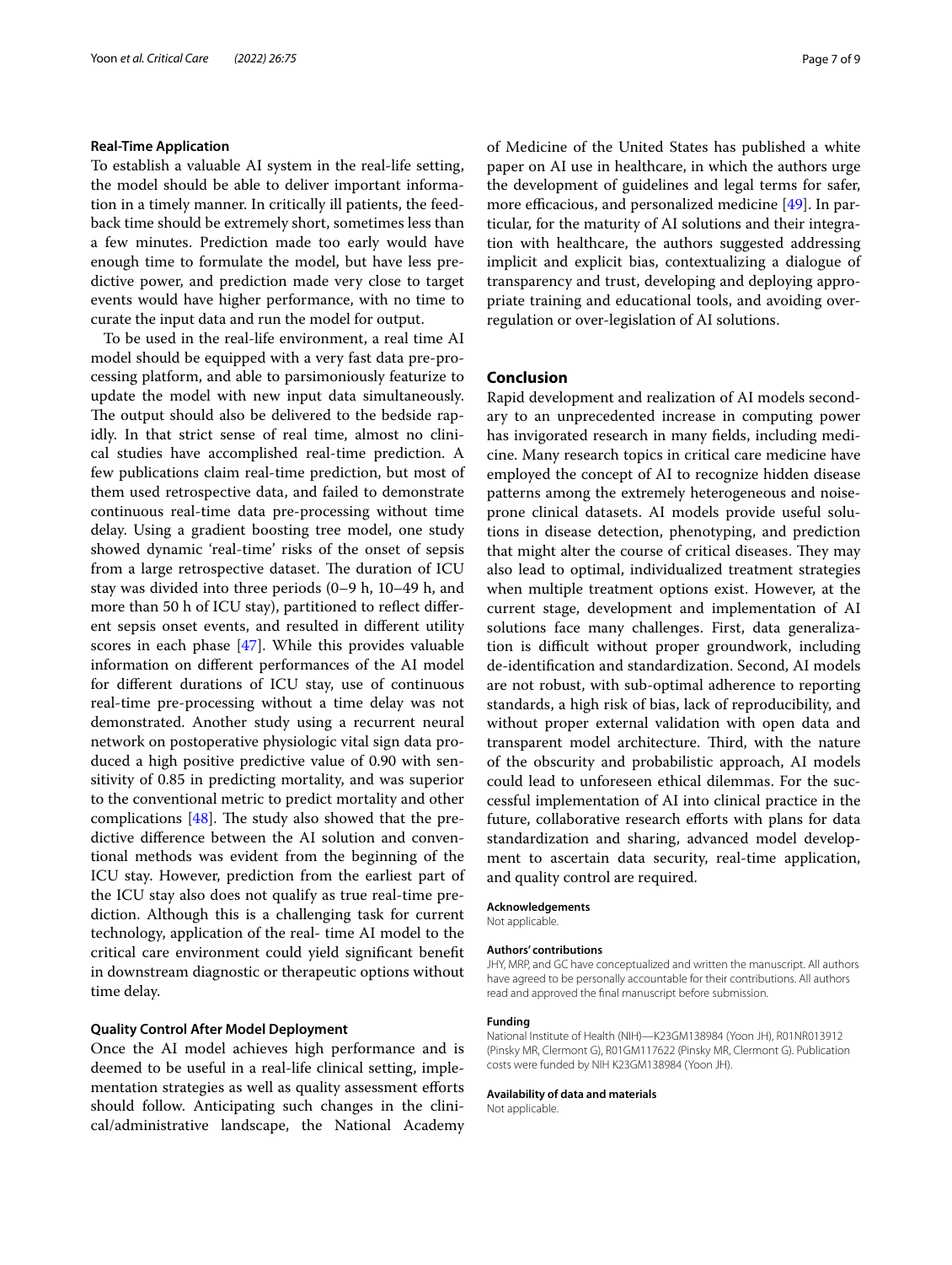### Real-Time Application

To establish a valuable AI system in the real-life setting, the model should be able to deliver important information in a timely manner. In critically ill patients, the feedback time should be extremely short, sometimes less than a few minutes. Prediction made too early would have enough time to formulate the model, but have less predictive power, and prediction made very close to target events would have higher performance, with no time to curate the input data and run the model for output.

To be used in the real-life environment, a real time AI model should be equipped with a very fast data pre-processing platform, and able to parsimoniously featurize to update the model with new input data simultaneously. The output should also be delivered to the bedside rapidly. In that strict sense of real time, almost no clinical studies have accomplished real-time prediction. A few publications claim real-time prediction, but most of them used retrospective data, and failed to demonstrate continuous real-time data pre-processing without time delay. Using a gradient boosting tree model, one study showed dynamic 'real-time' risks of the onset of sepsis from a large retrospective dataset. The duration of ICU stay was divided into three periods (0–9 h, 10–49 h, and more than 50 h of ICU stay), partitioned to reflect different sepsis onset events, and resulted in different utility scores in each phase [47]. While this provides valuable information on different performances of the AI model for different durations of ICU stay, use of continuous real-time pre-processing without a time delay was not demonstrated. Another study using a recurrent neural network on postoperative physiologic vital sign data produced a high positive predictive value of 0.90 with sensitivity of 0.85 in predicting mortality, and was superior to the conventional metric to predict mortality and other complications [48]. The study also showed that the predictive difference between the AI solution and conventional methods was evident from the beginning of the ICU stay. However, prediction from the earliest part of the ICU stay also does not qualify as true real-time prediction. Although this is a challenging task for current technology, application of the real- time AI model to the critical care environment could yield significant benefit in downstream diagnostic or therapeutic options without time delay.

### Quality Control After Model Deployment

Once the AI model achieves high performance and is deemed to be useful in a real-life clinical setting, implementation strategies as well as quality assessment efforts should follow. Anticipating such changes in the clinical/administrative landscape, the National Academy of Medicine of the United States has published a white paper on AI use in healthcare, in which the authors urge the development of guidelines and legal terms for safer, more efficacious, and personalized medicine [49]. In particular, for the maturity of AI solutions and their integration with healthcare, the authors suggested addressing implicit and explicit bias, contextualizing a dialogue of transparency and trust, developing and deploying appropriate training and educational tools, and avoiding over-regulation or over-legislation of AI solutions.

## Conclusion

Rapid development and realization of AI models secondary to an unprecedented increase in computing power has invigorated research in many fields, including medicine. Many research topics in critical care medicine have employed the concept of AI to recognize hidden disease patterns among the extremely heterogeneous and noise-prone clinical datasets. AI models provide useful solutions in disease detection, phenotyping, and prediction that might alter the course of critical diseases. They may also lead to optimal, individualized treatment strategies when multiple treatment options exist. However, at the current stage, development and implementation of AI solutions face many challenges. First, data generalization is difficult without proper groundwork, including de-identification and standardization. Second, AI models are not robust, with sub-optimal adherence to reporting standards, a high risk of bias, lack of reproducibility, and without proper external validation with open data and transparent model architecture. Third, with the nature of the obscurity and probabilistic approach, AI models could lead to unforeseen ethical dilemmas. For the successful implementation of AI into clinical practice in the future, collaborative research efforts with plans for data standardization and sharing, advanced model development to ascertain data security, real-time application, and quality control are required.

#### Acknowledgements

Not applicable.

#### Authors' contributions

JHY, MRP, and GC have conceptualized and written the manuscript. All authors have agreed to be personally accountable for their contributions. All authors read and approved the final manuscript before submission.

#### Funding

National Institute of Health (NIH)—K23GM138984 (Yoon JH), R01NR013912 (Pinsky MR, Clermont G), R01GM117622 (Pinsky MR, Clermont G). Publication costs were funded by NIH K23GM138984 (Yoon JH).

#### Availability of data and materials

Not applicable.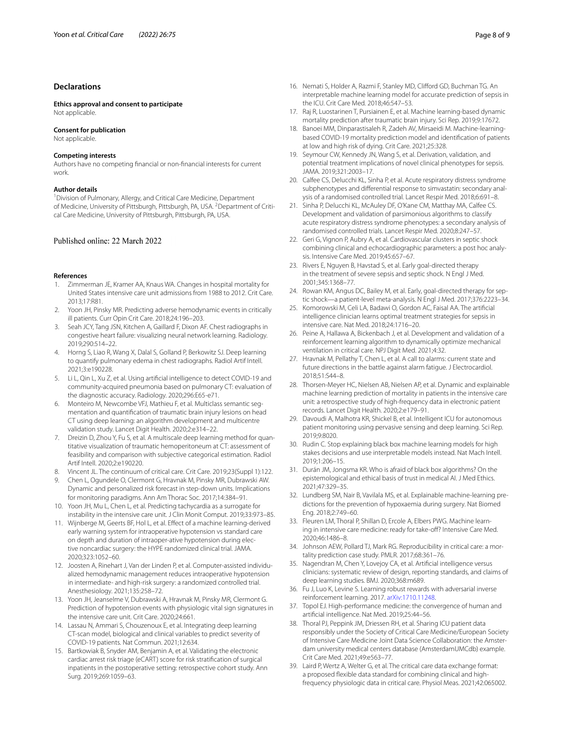## Declarations

### Ethics approval and consent to participate

Not applicable.

### Consent for publication

Not applicable.

### Competing interests

Authors have no competing financial or non-financial interests for current work.

### Author details

[1]Division of Pulmonary, Allergy, and Critical Care Medicine, Department of Medicine, University of Pittsburgh, Pittsburgh, PA, USA. [2]Department of Critical Care Medicine, University of Pittsburgh, Pittsburgh, PA, USA.

Published online: 22 March 2022

### References

1. Zimmerman JE, Kramer AA, Knaus WA. Changes in hospital mortality for United States intensive care unit admissions from 1988 to 2012. Crit Care. 2013;17:R81.
2. Yoon JH, Pinsky MR. Predicting adverse hemodynamic events in critically ill patients. Curr Opin Crit Care. 2018;24:196–203.
3. Seah JCY, Tang JSN, Kitchen A, Gaillard F, Dixon AF. Chest radiographs in congestive heart failure: visualizing neural network learning. Radiology. 2019;290:514–22.
4. Horng S, Liao R, Wang X, Dalal S, Golland P, Berkowitz SJ. Deep learning to quantify pulmonary edema in chest radiographs. Radiol Artif Intell. 2021;3:e190228.
5. Li L, Qin L, Xu Z, et al. Using artificial intelligence to detect COVID-19 and community-acquired pneumonia based on pulmonary CT: evaluation of the diagnostic accuracy. Radiology. 2020;296:E65-e71.
6. Monteiro M, Newcombe VFJ, Mathieu F, et al. Multiclass semantic segmentation and quantification of traumatic brain injury lesions on head CT using deep learning: an algorithm development and multicentre validation study. Lancet Digit Health. 2020;2:e314–22.
7. Dreizin D, Zhou Y, Fu S, et al. A multiscale deep learning method for quantitative visualization of traumatic hemoperitoneum at CT: assessment of feasibility and comparison with subjective categorical estimation. Radiol Artif Intell. 2020;2:e190220.
8. Vincent JL. The continuum of critical care. Crit Care. 2019;23(Suppl 1):122.
9. Chen L, Ogundele O, Clermont G, Hravnak M, Pinsky MR, Dubrawski AW. Dynamic and personalized risk forecast in step-down units. Implications for monitoring paradigms. Ann Am Thorac Soc. 2017;14:384–91.
10. Yoon JH, Mu L, Chen L, et al. Predicting tachycardia as a surrogate for instability in the intensive care unit. J Clin Monit Comput. 2019;33:973–85.
11. Wijnberge M, Geerts BF, Hol L, et al. Effect of a machine learning-derived early warning system for intraoperative hypotension vs standard care on depth and duration of intraoper-ative hypotension during elective noncardiac surgery: the HYPE randomized clinical trial. JAMA. 2020;323:1052–60.
12. Joosten A, Rinehart J, Van der Linden P, et al. Computer-assisted individualized hemodynamic management reduces intraoperative hypotension in intermediate- and high-risk surgery: a randomized controlled trial. Anesthesiology. 2021;135:258–72.
13. Yoon JH, Jeanselme V, Dubrawski A, Hravnak M, Pinsky MR, Clermont G. Prediction of hypotension events with physiologic vital sign signatures in the intensive care unit. Crit Care. 2020;24:661.
14. Lassau N, Ammari S, Chouzenoux E, et al. Integrating deep learning CT-scan model, biological and clinical variables to predict severity of COVID-19 patients. Nat Commun. 2021;12:634.
15. Bartkowiak B, Snyder AM, Benjamin A, et al. Validating the electronic cardiac arrest risk triage (eCART) score for risk stratification of surgical inpatients in the postoperative setting: retrospective cohort study. Ann Surg. 2019;269:1059–63.
16. Nemati S, Holder A, Razmi F, Stanley MD, Clifford GD, Buchman TG. An interpretable machine learning model for accurate prediction of sepsis in the ICU. Crit Care Med. 2018;46:547–53.
17. Raj R, Luostarinen T, Pursiainen E, et al. Machine learning-based dynamic mortality prediction after traumatic brain injury. Sci Rep. 2019;9:17672.
18. Banoei MM, Dinparastisaleh R, Zadeh AV, Mirsaeidi M. Machine-learning-based COVID-19 mortality prediction model and identification of patients at low and high risk of dying. Crit Care. 2021;25:328.
19. Seymour CW, Kennedy JN, Wang S, et al. Derivation, validation, and potential treatment implications of novel clinical phenotypes for sepsis. JAMA. 2019;321:2003–17.
20. Calfee CS, Delucchi KL, Sinha P, et al. Acute respiratory distress syndrome subphenotypes and differential response to simvastatin: secondary analysis of a randomised controlled trial. Lancet Respir Med. 2018;6:691–8.
21. Sinha P, Delucchi KL, McAuley DF, O'Kane CM, Matthay MA, Calfee CS. Development and validation of parsimonious algorithms to classify acute respiratory distress syndrome phenotypes: a secondary analysis of randomised controlled trials. Lancet Respir Med. 2020;8:247–57.
22. Geri G, Vignon P, Aubry A, et al. Cardiovascular clusters in septic shock combining clinical and echocardiographic parameters: a post hoc analysis. Intensive Care Med. 2019;45:657–67.
23. Rivers E, Nguyen B, Havstad S, et al. Early goal-directed therapy in the treatment of severe sepsis and septic shock. N Engl J Med. 2001;345:1368–77.
24. Rowan KM, Angus DC, Bailey M, et al. Early, goal-directed therapy for septic shock—a patient-level meta-analysis. N Engl J Med. 2017;376:2223–34.
25. Komorowski M, Celi LA, Badawi O, Gordon AC, Faisal AA. The artificial intelligence clinician learns optimal treatment strategies for sepsis in intensive care. Nat Med. 2018;24:1716–20.
26. Peine A, Hallawa A, Bickenbach J, et al. Development and validation of a reinforcement learning algorithm to dynamically optimize mechanical ventilation in critical care. NPJ Digit Med. 2021;4:32.
27. Hravnak M, Pellathy T, Chen L, et al. A call to alarms: current state and future directions in the battle against alarm fatigue. J Electrocardiol. 2018;51:S44–8.
28. Thorsen-Meyer HC, Nielsen AB, Nielsen AP, et al. Dynamic and explainable machine learning prediction of mortality in patients in the intensive care unit: a retrospective study of high-frequency data in electronic patient records. Lancet Digit Health. 2020;2:e179–91.
29. Davoudi A, Malhotra KR, Shickel B, et al. Intelligent ICU for autonomous patient monitoring using pervasive sensing and deep learning. Sci Rep. 2019;9:8020.
30. Rudin C. Stop explaining black box machine learning models for high stakes decisions and use interpretable models instead. Nat Mach Intell. 2019;1:206–15.
31. Durán JM, Jongsma KR. Who is afraid of black box algorithms? On the epistemological and ethical basis of trust in medical AI. J Med Ethics. 2021;47:329–35.
32. Lundberg SM, Nair B, Vavilala MS, et al. Explainable machine-learning predictions for the prevention of hypoxaemia during surgery. Nat Biomed Eng. 2018;2:749–60.
33. Fleuren LM, Thoral P, Shillan D, Ercole A, Elbers PWG. Machine learning in intensive care medicine: ready for take-off? Intensive Care Med. 2020;46:1486–8.
34. Johnson AEW, Pollard TJ, Mark RG. Reproducibility in critical care: a mortality prediction case study. PMLR. 2017;68:361–76.
35. Nagendran M, Chen Y, Lovejoy CA, et al. Artificial intelligence versus clinicians: systematic review of design, reporting standards, and claims of deep learning studies. BMJ. 2020;368:m689.
36. Fu J, Luo K, Levine S. Learning robust rewards with adversarial inverse reinforcement learning. 2017. arXiv:1710.11248.
37. Topol EJ. High-performance medicine: the convergence of human and artificial intelligence. Nat Med. 2019;25:44–56.
38. Thoral PJ, Peppink JM, Driessen RH, et al. Sharing ICU patient data responsibly under the Society of Critical Care Medicine/European Society of Intensive Care Medicine Joint Data Science Collaboration: the Amsterdam university medical centers database (AmsterdamUMCdb) example. Crit Care Med. 2021;49:e563–77.
39. Laird P, Wertz A, Welter G, et al. The critical care data exchange format: a proposed flexible data standard for combining clinical and high-frequency physiologic data in critical care. Physiol Meas. 2021;42:065002.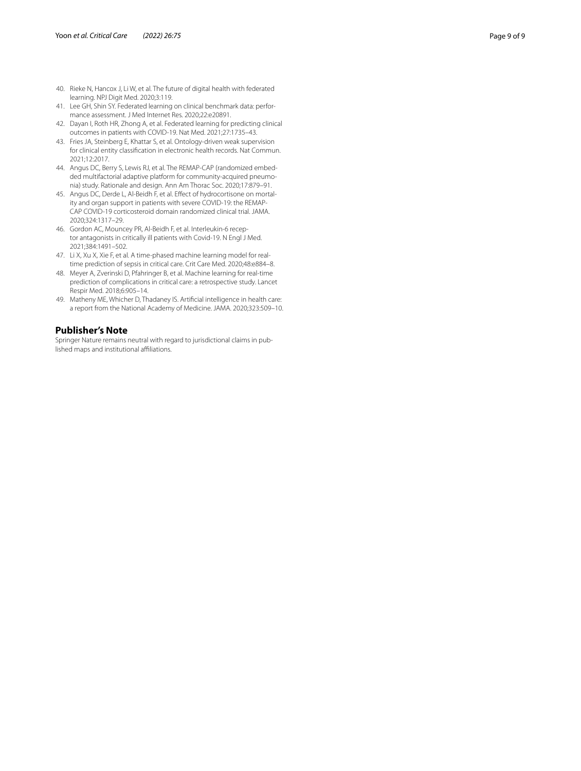40. Rieke N, Hancox J, Li W, et al. The future of digital health with federated learning. NPJ Digit Med. 2020;3:119.
41. Lee GH, Shin SY. Federated learning on clinical benchmark data: performance assessment. J Med Internet Res. 2020;22:e20891.
42. Dayan I, Roth HR, Zhong A, et al. Federated learning for predicting clinical outcomes in patients with COVID-19. Nat Med. 2021;27:1735–43.
43. Fries JA, Steinberg E, Khattar S, et al. Ontology-driven weak supervision for clinical entity classification in electronic health records. Nat Commun. 2021;12:2017.
44. Angus DC, Berry S, Lewis RJ, et al. The REMAP-CAP (randomized embedded multifactorial adaptive platform for community-acquired pneumonia) study. Rationale and design. Ann Am Thorac Soc. 2020;17:879–91.
45. Angus DC, Derde L, Al-Beidh F, et al. Effect of hydrocortisone on mortality and organ support in patients with severe COVID-19: the REMAP-CAP COVID-19 corticosteroid domain randomized clinical trial. JAMA. 2020;324:1317–29.
46. Gordon AC, Mouncey PR, Al-Beidh F, et al. Interleukin-6 receptor antagonists in critically ill patients with Covid-19. N Engl J Med. 2021;384:1491–502.
47. Li X, Xu X, Xie F, et al. A time-phased machine learning model for real-time prediction of sepsis in critical care. Crit Care Med. 2020;48:e884–8.
48. Meyer A, Zverinski D, Pfahringer B, et al. Machine learning for real-time prediction of complications in critical care: a retrospective study. Lancet Respir Med. 2018;6:905–14.
49. Matheny ME, Whicher D, Thadaney IS. Artificial intelligence in health care: a report from the National Academy of Medicine. JAMA. 2020;323:509–10.

## Publisher's Note

Springer Nature remains neutral with regard to jurisdictional claims in published maps and institutional affiliations.